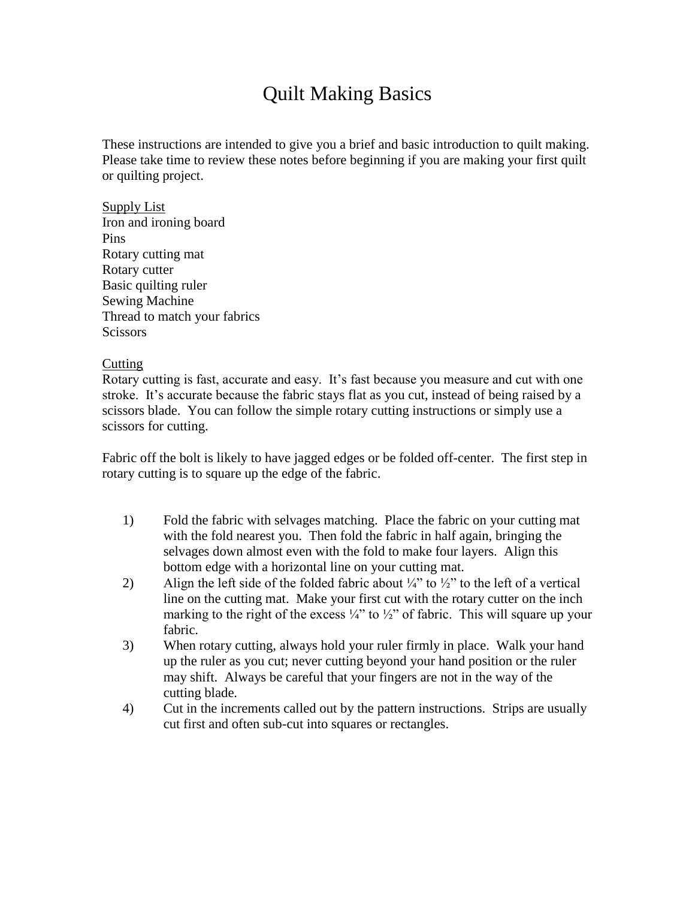# Quilt Making Basics

These instructions are intended to give you a brief and basic introduction to quilt making. Please take time to review these notes before beginning if you are making your first quilt or quilting project.

<u>Supply List</u>

Iron and ironing board
Pins
Rotary cutting mat
Rotary cutter
Basic quilting ruler
Sewing Machine
Thread to match your fabrics
Scissors

<u>Cutting</u>

Rotary cutting is fast, accurate and easy. It's fast because you measure and cut with one stroke. It's accurate because the fabric stays flat as you cut, instead of being raised by a scissors blade. You can follow the simple rotary cutting instructions or simply use a scissors for cutting.

Fabric off the bolt is likely to have jagged edges or be folded off-center. The first step in rotary cutting is to square up the edge of the fabric.

1) Fold the fabric with selvages matching. Place the fabric on your cutting mat with the fold nearest you. Then fold the fabric in half again, bringing the selvages down almost even with the fold to make four layers. Align this bottom edge with a horizontal line on your cutting mat.
2) Align the left side of the folded fabric about ¼" to ½" to the left of a vertical line on the cutting mat. Make your first cut with the rotary cutter on the inch marking to the right of the excess ¼" to ½" of fabric. This will square up your fabric.
3) When rotary cutting, always hold your ruler firmly in place. Walk your hand up the ruler as you cut; never cutting beyond your hand position or the ruler may shift. Always be careful that your fingers are not in the way of the cutting blade.
4) Cut in the increments called out by the pattern instructions. Strips are usually cut first and often sub-cut into squares or rectangles.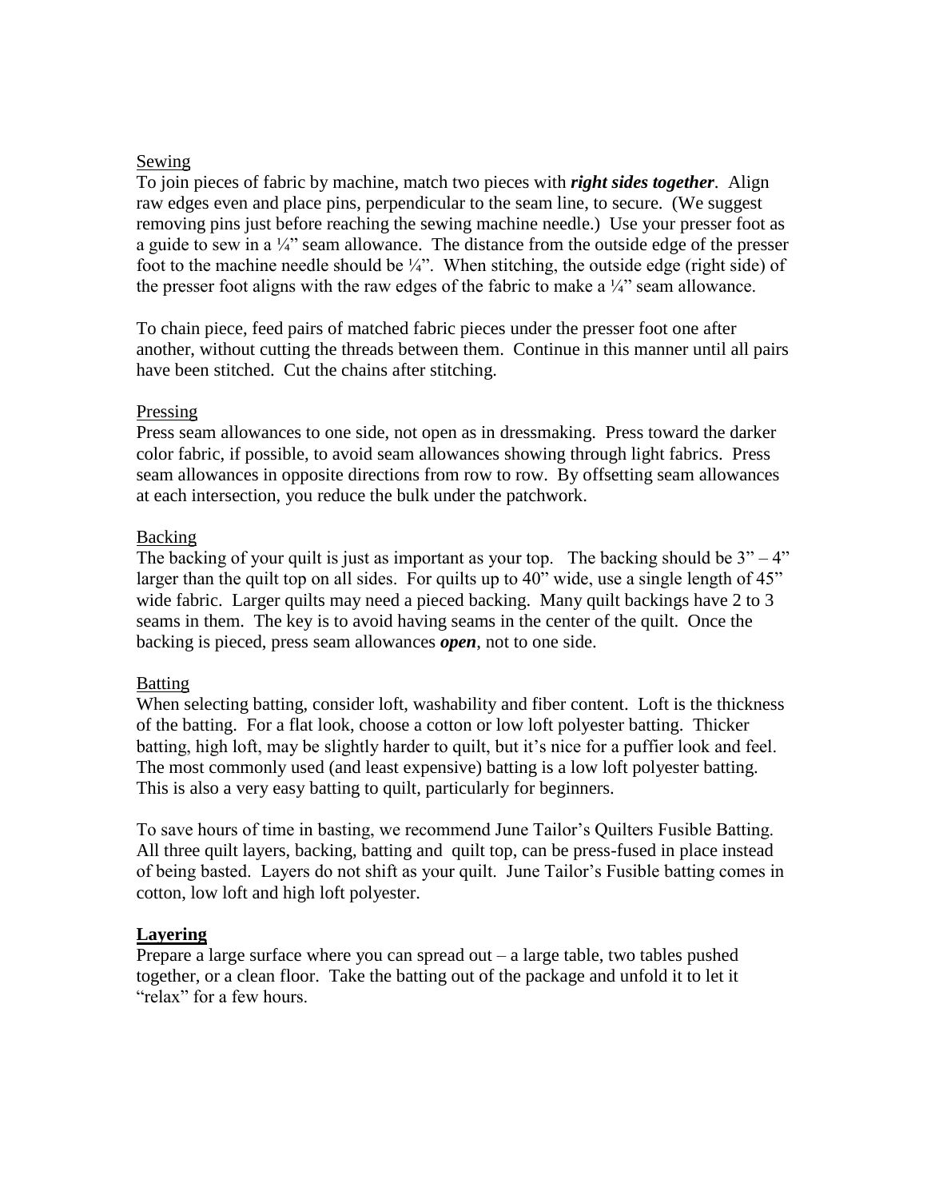Sewing

To join pieces of fabric by machine, match two pieces with ***right sides together***. Align raw edges even and place pins, perpendicular to the seam line, to secure. (We suggest removing pins just before reaching the sewing machine needle.) Use your presser foot as a guide to sew in a ¼" seam allowance. The distance from the outside edge of the presser foot to the machine needle should be ¼". When stitching, the outside edge (right side) of the presser foot aligns with the raw edges of the fabric to make a ¼" seam allowance.

To chain piece, feed pairs of matched fabric pieces under the presser foot one after another, without cutting the threads between them. Continue in this manner until all pairs have been stitched. Cut the chains after stitching.

Pressing

Press seam allowances to one side, not open as in dressmaking. Press toward the darker color fabric, if possible, to avoid seam allowances showing through light fabrics. Press seam allowances in opposite directions from row to row. By offsetting seam allowances at each intersection, you reduce the bulk under the patchwork.

Backing

The backing of your quilt is just as important as your top. The backing should be 3" – 4" larger than the quilt top on all sides. For quilts up to 40" wide, use a single length of 45" wide fabric. Larger quilts may need a pieced backing. Many quilt backings have 2 to 3 seams in them. The key is to avoid having seams in the center of the quilt. Once the backing is pieced, press seam allowances ***open***, not to one side.

Batting

When selecting batting, consider loft, washability and fiber content. Loft is the thickness of the batting. For a flat look, choose a cotton or low loft polyester batting. Thicker batting, high loft, may be slightly harder to quilt, but it's nice for a puffier look and feel. The most commonly used (and least expensive) batting is a low loft polyester batting. This is also a very easy batting to quilt, particularly for beginners.

To save hours of time in basting, we recommend June Tailor's Quilters Fusible Batting. All three quilt layers, backing, batting and quilt top, can be press-fused in place instead of being basted. Layers do not shift as your quilt. June Tailor's Fusible batting comes in cotton, low loft and high loft polyester.

**Layering**

Prepare a large surface where you can spread out – a large table, two tables pushed together, or a clean floor. Take the batting out of the package and unfold it to let it "relax" for a few hours.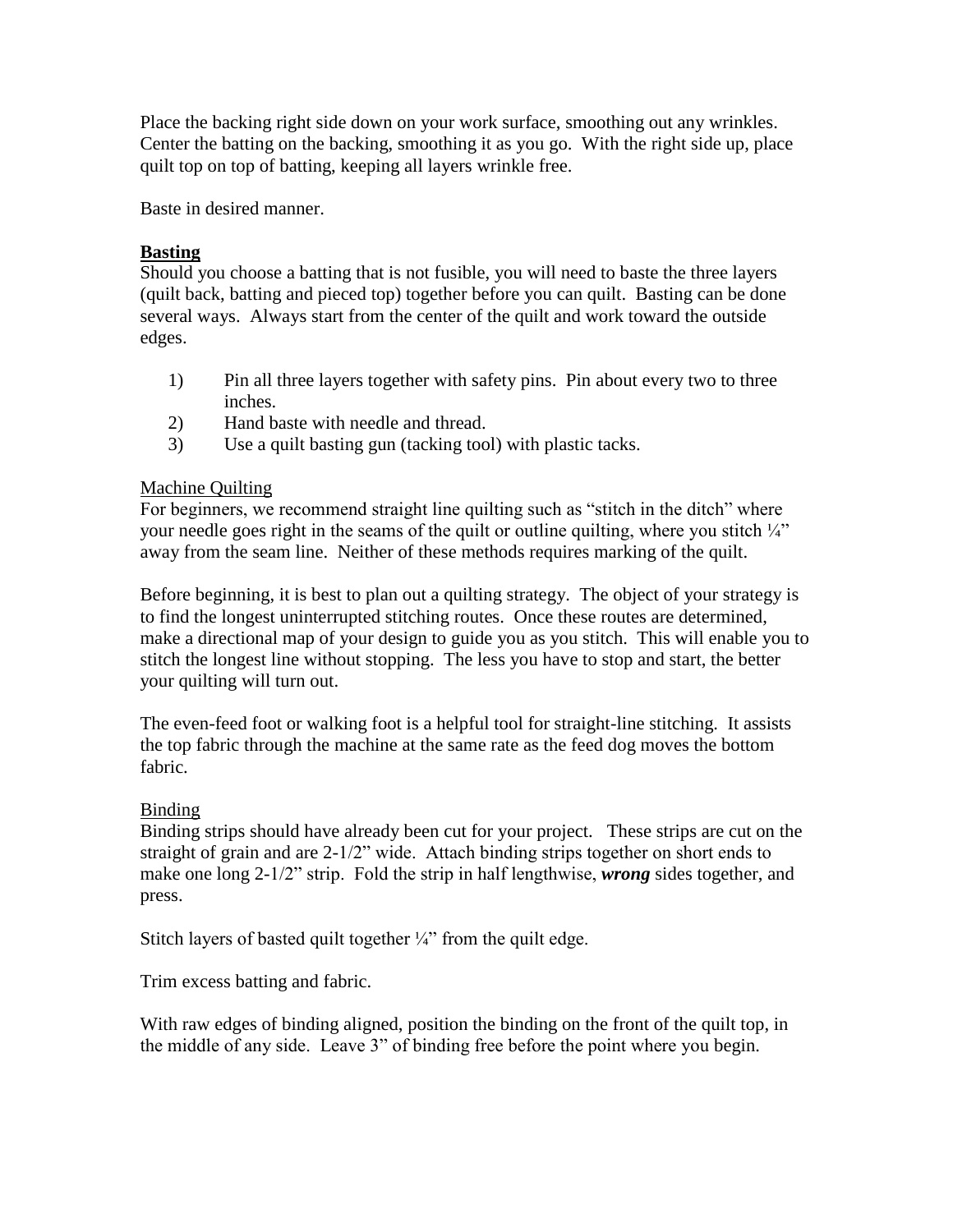Place the backing right side down on your work surface, smoothing out any wrinkles. Center the batting on the backing, smoothing it as you go. With the right side up, place quilt top on top of batting, keeping all layers wrinkle free.

Baste in desired manner.

## Basting

Should you choose a batting that is not fusible, you will need to baste the three layers (quilt back, batting and pieced top) together before you can quilt. Basting can be done several ways. Always start from the center of the quilt and work toward the outside edges.

1) Pin all three layers together with safety pins. Pin about every two to three inches.
2) Hand baste with needle and thread.
3) Use a quilt basting gun (tacking tool) with plastic tacks.

### Machine Quilting

For beginners, we recommend straight line quilting such as "stitch in the ditch" where your needle goes right in the seams of the quilt or outline quilting, where you stitch ¼" away from the seam line. Neither of these methods requires marking of the quilt.

Before beginning, it is best to plan out a quilting strategy. The object of your strategy is to find the longest uninterrupted stitching routes. Once these routes are determined, make a directional map of your design to guide you as you stitch. This will enable you to stitch the longest line without stopping. The less you have to stop and start, the better your quilting will turn out.

The even-feed foot or walking foot is a helpful tool for straight-line stitching. It assists the top fabric through the machine at the same rate as the feed dog moves the bottom fabric.

### Binding

Binding strips should have already been cut for your project. These strips are cut on the straight of grain and are 2-1/2" wide. Attach binding strips together on short ends to make one long 2-1/2" strip. Fold the strip in half lengthwise, ***wrong*** sides together, and press.

Stitch layers of basted quilt together ¼" from the quilt edge.

Trim excess batting and fabric.

With raw edges of binding aligned, position the binding on the front of the quilt top, in the middle of any side. Leave 3" of binding free before the point where you begin.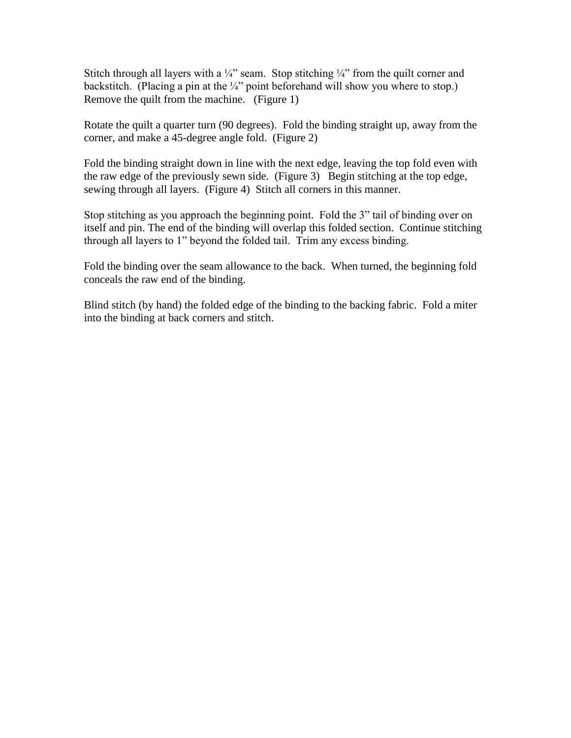Stitch through all layers with a ¼" seam. Stop stitching ¼" from the quilt corner and backstitch. (Placing a pin at the ¼" point beforehand will show you where to stop.) Remove the quilt from the machine. (Figure 1)

Rotate the quilt a quarter turn (90 degrees). Fold the binding straight up, away from the corner, and make a 45-degree angle fold. (Figure 2)

Fold the binding straight down in line with the next edge, leaving the top fold even with the raw edge of the previously sewn side. (Figure 3) Begin stitching at the top edge, sewing through all layers. (Figure 4) Stitch all corners in this manner.

Stop stitching as you approach the beginning point. Fold the 3" tail of binding over on itself and pin. The end of the binding will overlap this folded section. Continue stitching through all layers to 1" beyond the folded tail. Trim any excess binding.

Fold the binding over the seam allowance to the back. When turned, the beginning fold conceals the raw end of the binding.

Blind stitch (by hand) the folded edge of the binding to the backing fabric. Fold a miter into the binding at back corners and stitch.